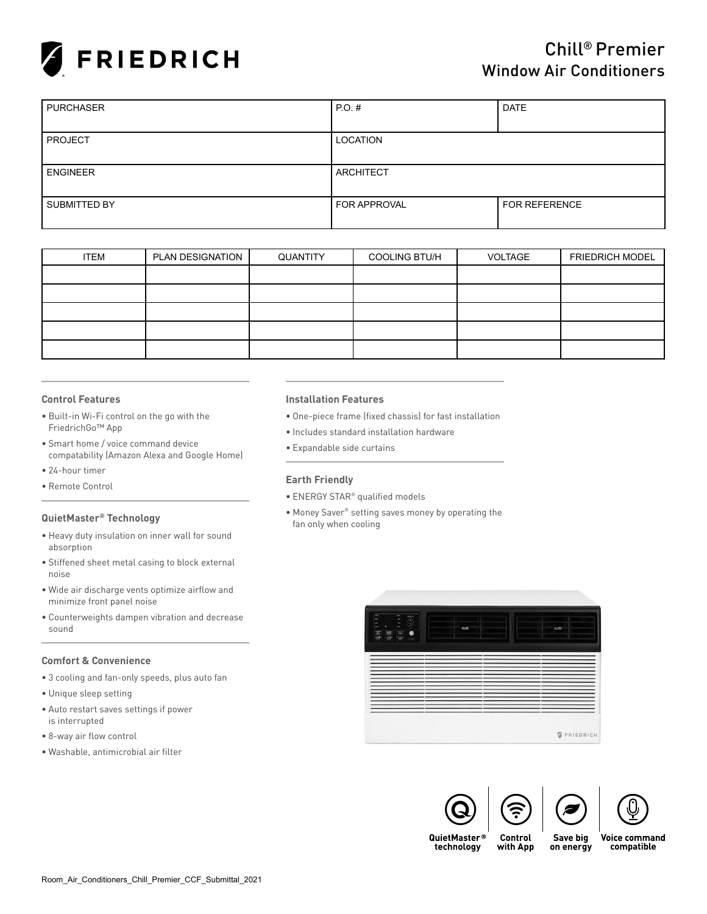# Chill® Premier
## Window Air Conditioners

| PURCHASER | P.O. # | DATE |
|---|---|---|
| PROJECT | LOCATION | |
| ENGINEER | ARCHITECT | |
| SUBMITTED BY | FOR APPROVAL | FOR REFERENCE |

| ITEM | PLAN DESIGNATION | QUANTITY | COOLING BTU/H | VOLTAGE | FRIEDRICH MODEL |
|---|---|---|---|---|---|
| | | | | | |
| | | | | | |
| | | | | | |
| | | | | | |
| | | | | | |

### Control Features

- Built-in Wi-Fi control on the go with the FriedrichGo™ App
- Smart home / voice command device compatability (Amazon Alexa and Google Home)
- 24-hour timer
- Remote Control

### QuietMaster® Technology

- Heavy duty insulation on inner wall for sound absorption
- Stiffened sheet metal casing to block external noise
- Wide air discharge vents optimize airflow and minimize front panel noise
- Counterweights dampen vibration and decrease sound

### Comfort & Convenience

- 3 cooling and fan-only speeds, plus auto fan
- Unique sleep setting
- Auto restart saves settings if power is interrupted
- 8-way air flow control
- Washable, antimicrobial air filter

### Installation Features

- One-piece frame (fixed chassis) for fast installation
- Includes standard installation hardware
- Expandable side curtains

### Earth Friendly

- ENERGY STAR® qualified models
- Money Saver® setting saves money by operating the fan only when cooling

QuietMaster® technology | Control with App | Save big on energy | Voice command compatible

Room_Air_Conditioners_Chill_Premier_CCF_Submittal_2021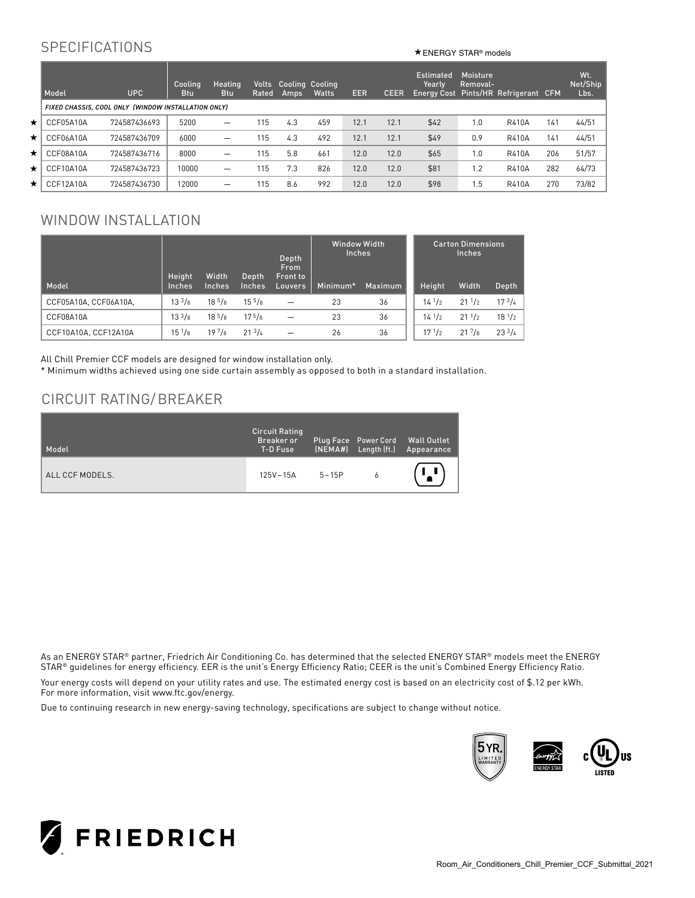## SPECIFICATIONS

★ENERGY STAR® models

| | Model | UPC | Cooling Btu | Heating Btu | Volts Rated | Cooling Amps | Cooling Watts | EER | CEER | Estimated Yearly Energy Cost | Moisture Removal- Pints/HR | Refrigerant | CFM | Wt. Net/Ship Lbs. |
|---|---|---|---|---|---|---|---|---|---|---|---|---|---|---|
| | *FIXED CHASSIS, COOL ONLY (WINDOW INSTALLATION ONLY)* | | | | | | | | | | | | | |
| ★ | CCF05A10A | 724587436693 | 5200 | — | 115 | 4.3 | 459 | 12.1 | 12.1 | $42 | 1.0 | R410A | 141 | 44/51 |
| ★ | CCF06A10A | 724587436709 | 6000 | — | 115 | 4.3 | 492 | 12.1 | 12.1 | $49 | 0.9 | R410A | 141 | 44/51 |
| ★ | CCF08A10A | 724587436716 | 8000 | — | 115 | 5.8 | 661 | 12.0 | 12.0 | $65 | 1.0 | R410A | 206 | 51/57 |
| ★ | CCF10A10A | 724587436723 | 10000 | — | 115 | 7.3 | 826 | 12.0 | 12.0 | $81 | 1.2 | R410A | 282 | 64/73 |
| ★ | CCF12A10A | 724587436730 | 12000 | — | 115 | 8.6 | 992 | 12.0 | 12.0 | $98 | 1.5 | R410A | 270 | 73/82 |

## WINDOW INSTALLATION

| Model | Height Inches | Width Inches | Depth Inches | Depth From Front to Louvers | Window Width Inches | | Carton Dimensions Inches | | |
|---|---|---|---|---|---|---|---|---|---|
| | | | | | Minimum* | Maximum | Height | Width | Depth |
| CCF05A10A, CCF06A10A, | 13 3/8 | 18 5/8 | 15 5/8 | — | 23 | 36 | 14 1/2 | 21 1/2 | 17 3/4 |
| CCF08A10A | 13 3/8 | 18 5/8 | 17 5/8 | — | 23 | 36 | 14 1/2 | 21 1/2 | 18 1/2 |
| CCF10A10A, CCF12A10A | 15 1/8 | 19 7/8 | 21 3/4 | — | 26 | 36 | 17 1/2 | 21 7/8 | 23 3/4 |

All Chill Premier CCF models are designed for window installation only.

* Minimum widths achieved using one side curtain assembly as opposed to both in a standard installation.

## CIRCUIT RATING/BREAKER

| Model | Circuit Rating Breaker or T-D Fuse | Plug Face (NEMA#) | Power Cord Length (ft.) | Wall Outlet Appearance |
|---|---|---|---|---|
| ALL CCF MODELS. | 125V – 15A | 5 – 15P | 6 | |

As an ENERGY STAR® partner, Friedrich Air Conditioning Co. has determined that the selected ENERGY STAR® models meet the ENERGY STAR® guidelines for energy efficiency. EER is the unit's Energy Efficiency Ratio; CEER is the unit's Combined Energy Efficiency Ratio.

Your energy costs will depend on your utility rates and use. The estimated energy cost is based on an electricity cost of $.12 per kWh. For more information, visit www.ftc.gov/energy.

Due to continuing research in new energy-saving technology, specifications are subject to change without notice.

5YR. LIMITED WARRANTY

ENERGY STAR

c UL US LISTED

FRIEDRICH

Room_Air_Conditioners_Chill_Premier_CCF_Submittal_2021